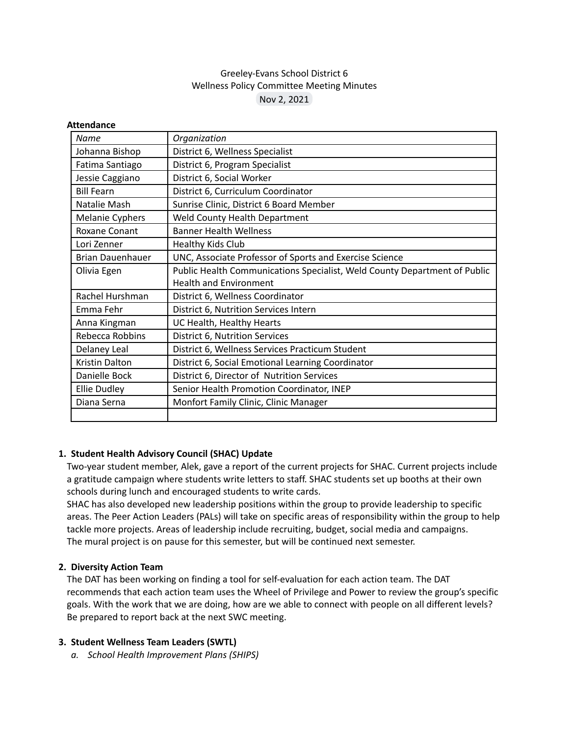Greeley-Evans School District 6
Wellness Policy Committee Meeting Minutes
Nov 2, 2021

**Attendance**

| *Name* | *Organization* |
|---|---|
| Johanna Bishop | District 6, Wellness Specialist |
| Fatima Santiago | District 6, Program Specialist |
| Jessie Caggiano | District 6, Social Worker |
| Bill Fearn | District 6, Curriculum Coordinator |
| Natalie Mash | Sunrise Clinic, District 6 Board Member |
| Melanie Cyphers | Weld County Health Department |
| Roxane Conant | Banner Health Wellness |
| Lori Zenner | Healthy Kids Club |
| Brian Dauenhauer | UNC, Associate Professor of Sports and Exercise Science |
| Olivia Egen | Public Health Communications Specialist, Weld County Department of Public Health and Environment |
| Rachel Hurshman | District 6, Wellness Coordinator |
| Emma Fehr | District 6, Nutrition Services Intern |
| Anna Kingman | UC Health, Healthy Hearts |
| Rebecca Robbins | District 6, Nutrition Services |
| Delaney Leal | District 6, Wellness Services Practicum Student |
| Kristin Dalton | District 6, Social Emotional Learning Coordinator |
| Danielle Bock | District 6, Director of Nutrition Services |
| Ellie Dudley | Senior Health Promotion Coordinator, INEP |
| Diana Serna | Monfort Family Clinic, Clinic Manager |
| | |

**1. Student Health Advisory Council (SHAC) Update**

Two-year student member, Alek, gave a report of the current projects for SHAC. Current projects include a gratitude campaign where students write letters to staff. SHAC students set up booths at their own schools during lunch and encouraged students to write cards.

SHAC has also developed new leadership positions within the group to provide leadership to specific areas. The Peer Action Leaders (PALs) will take on specific areas of responsibility within the group to help tackle more projects. Areas of leadership include recruiting, budget, social media and campaigns.

The mural project is on pause for this semester, but will be continued next semester.

**2. Diversity Action Team**

The DAT has been working on finding a tool for self-evaluation for each action team. The DAT recommends that each action team uses the Wheel of Privilege and Power to review the group's specific goals. With the work that we are doing, how are we able to connect with people on all different levels? Be prepared to report back at the next SWC meeting.

**3. Student Wellness Team Leaders (SWTL)**

a. *School Health Improvement Plans (SHIPS)*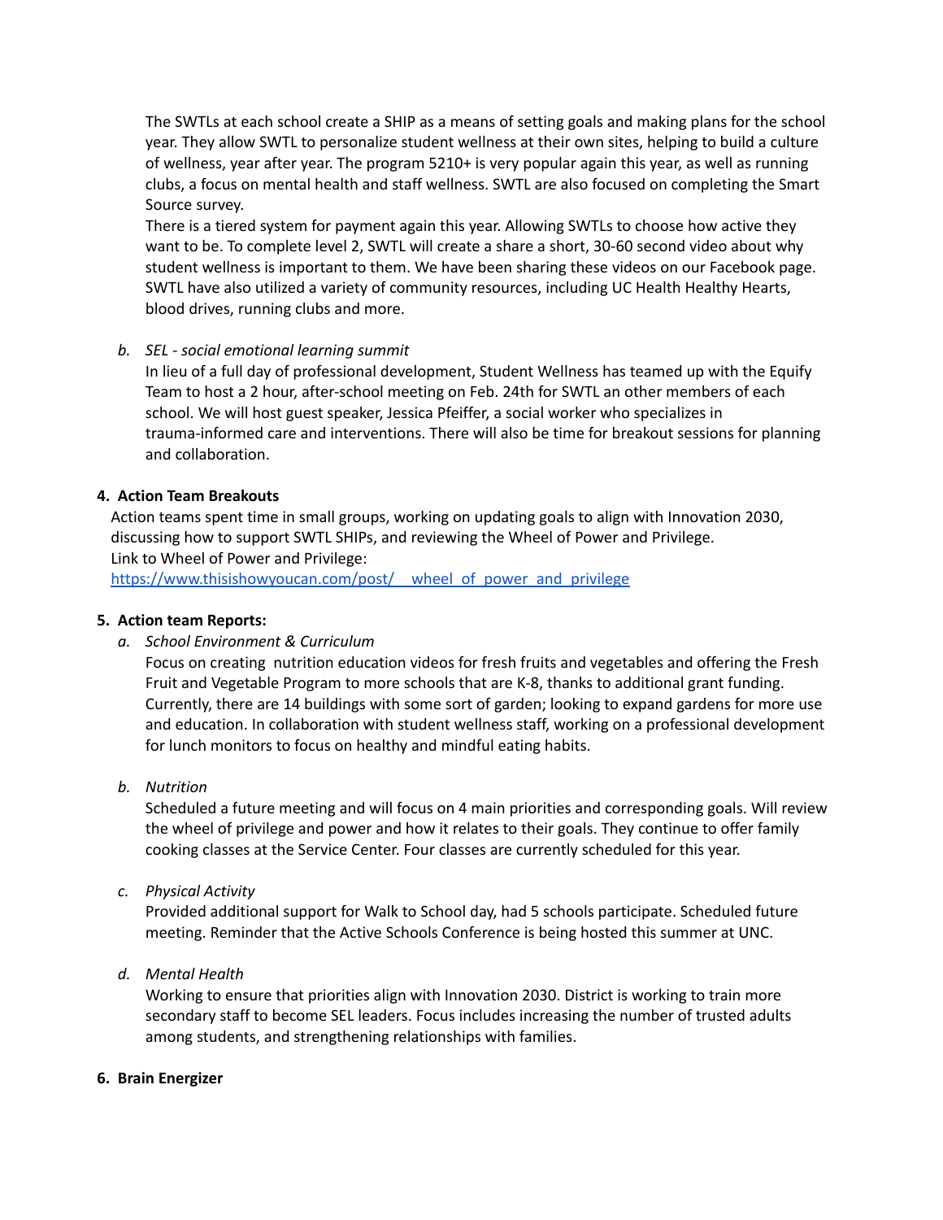The SWTLs at each school create a SHIP as a means of setting goals and making plans for the school year. They allow SWTL to personalize student wellness at their own sites, helping to build a culture of wellness, year after year. The program 5210+ is very popular again this year, as well as running clubs, a focus on mental health and staff wellness. SWTL are also focused on completing the Smart Source survey.

There is a tiered system for payment again this year. Allowing SWTLs to choose how active they want to be. To complete level 2, SWTL will create a share a short, 30-60 second video about why student wellness is important to them. We have been sharing these videos on our Facebook page. SWTL have also utilized a variety of community resources, including UC Health Healthy Hearts, blood drives, running clubs and more.

b. *SEL - social emotional learning summit*

In lieu of a full day of professional development, Student Wellness has teamed up with the Equify Team to host a 2 hour, after-school meeting on Feb. 24th for SWTL an other members of each school. We will host guest speaker, Jessica Pfeiffer, a social worker who specializes in trauma-informed care and interventions. There will also be time for breakout sessions for planning and collaboration.

**4. Action Team Breakouts**

Action teams spent time in small groups, working on updating goals to align with Innovation 2030, discussing how to support SWTL SHIPs, and reviewing the Wheel of Power and Privilege.
Link to Wheel of Power and Privilege:
[https://www.thisishowyoucan.com/post/__wheel_of_power_and_privilege](https://www.thisishowyoucan.com/post/__wheel_of_power_and_privilege)

**5. Action team Reports:**

a. *School Environment & Curriculum*

Focus on creating nutrition education videos for fresh fruits and vegetables and offering the Fresh Fruit and Vegetable Program to more schools that are K-8, thanks to additional grant funding. Currently, there are 14 buildings with some sort of garden; looking to expand gardens for more use and education. In collaboration with student wellness staff, working on a professional development for lunch monitors to focus on healthy and mindful eating habits.

b. *Nutrition*

Scheduled a future meeting and will focus on 4 main priorities and corresponding goals. Will review the wheel of privilege and power and how it relates to their goals. They continue to offer family cooking classes at the Service Center. Four classes are currently scheduled for this year.

c. *Physical Activity*

Provided additional support for Walk to School day, had 5 schools participate. Scheduled future meeting. Reminder that the Active Schools Conference is being hosted this summer at UNC.

d. *Mental Health*

Working to ensure that priorities align with Innovation 2030. District is working to train more secondary staff to become SEL leaders. Focus includes increasing the number of trusted adults among students, and strengthening relationships with families.

**6. Brain Energizer**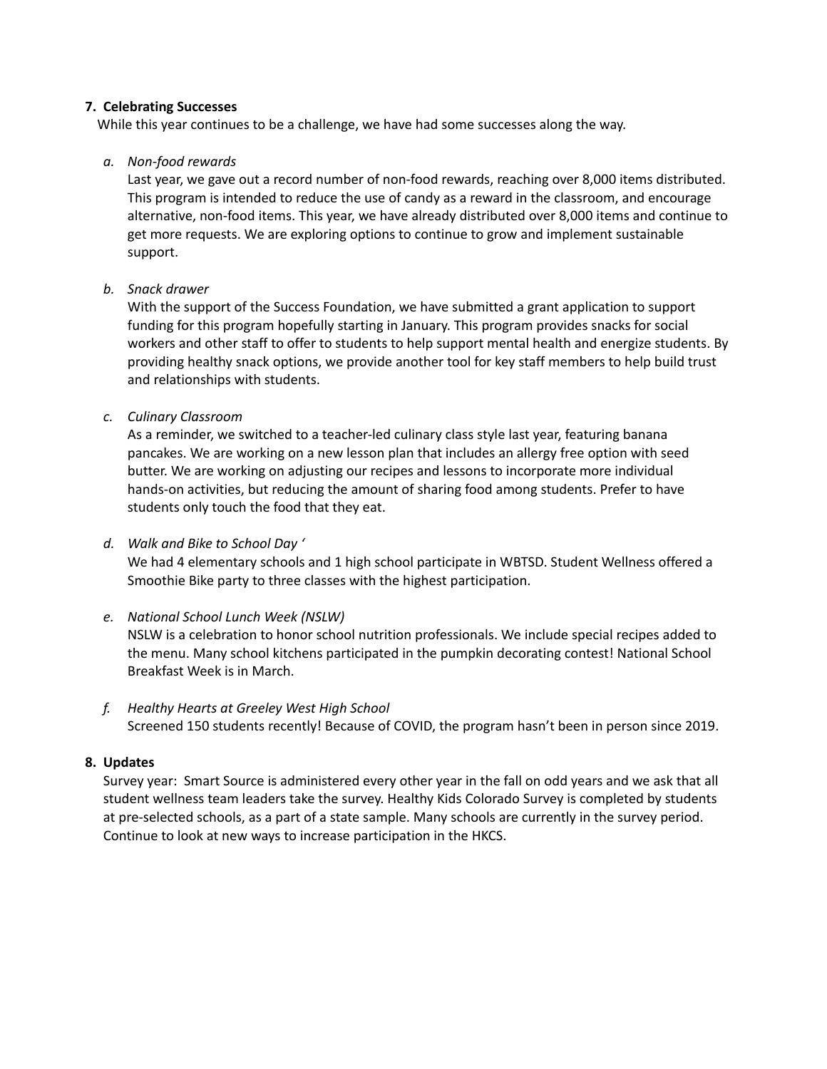**7. Celebrating Successes**

While this year continues to be a challenge, we have had some successes along the way.

a. *Non-food rewards*

   Last year, we gave out a record number of non-food rewards, reaching over 8,000 items distributed. This program is intended to reduce the use of candy as a reward in the classroom, and encourage alternative, non-food items. This year, we have already distributed over 8,000 items and continue to get more requests. We are exploring options to continue to grow and implement sustainable support.

b. *Snack drawer*

   With the support of the Success Foundation, we have submitted a grant application to support funding for this program hopefully starting in January. This program provides snacks for social workers and other staff to offer to students to help support mental health and energize students. By providing healthy snack options, we provide another tool for key staff members to help build trust and relationships with students.

c. *Culinary Classroom*

   As a reminder, we switched to a teacher-led culinary class style last year, featuring banana pancakes. We are working on a new lesson plan that includes an allergy free option with seed butter. We are working on adjusting our recipes and lessons to incorporate more individual hands-on activities, but reducing the amount of sharing food among students. Prefer to have students only touch the food that they eat.

d. *Walk and Bike to School Day '*

   We had 4 elementary schools and 1 high school participate in WBTSD. Student Wellness offered a Smoothie Bike party to three classes with the highest participation.

e. *National School Lunch Week (NSLW)*

   NSLW is a celebration to honor school nutrition professionals. We include special recipes added to the menu. Many school kitchens participated in the pumpkin decorating contest! National School Breakfast Week is in March.

f. *Healthy Hearts at Greeley West High School*

   Screened 150 students recently! Because of COVID, the program hasn't been in person since 2019.

**8. Updates**

Survey year: Smart Source is administered every other year in the fall on odd years and we ask that all student wellness team leaders take the survey. Healthy Kids Colorado Survey is completed by students at pre-selected schools, as a part of a state sample. Many schools are currently in the survey period. Continue to look at new ways to increase participation in the HKCS.